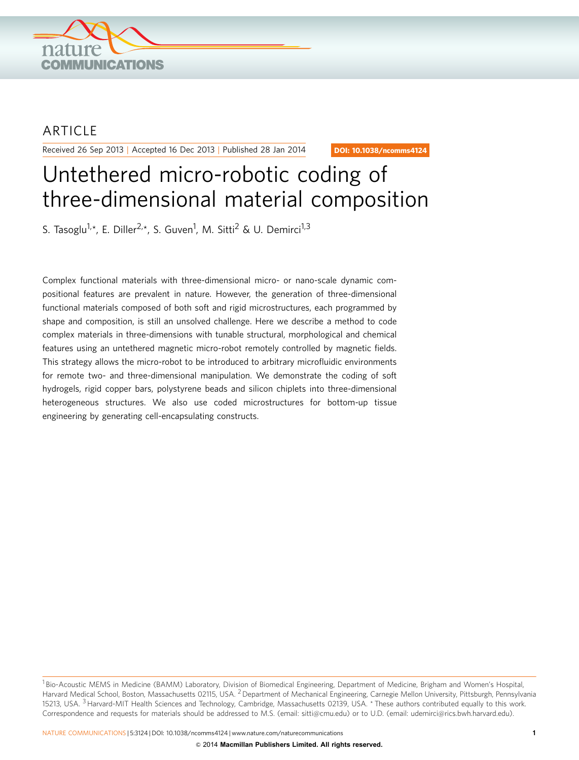ARTICLE

Received 26 Sep 2013 | Accepted 16 Dec 2013 | Published 28 Jan 2014

DOI: 10.1038/ncomms4124

# Untethered micro-robotic coding of three-dimensional material composition

S. Tasoglu[1,*], E. Diller[2,*], S. Guven[1], M. Sitti[2] & U. Demirci[1,3]

Complex functional materials with three-dimensional micro- or nano-scale dynamic compositional features are prevalent in nature. However, the generation of three-dimensional functional materials composed of both soft and rigid microstructures, each programmed by shape and composition, is still an unsolved challenge. Here we describe a method to code complex materials in three-dimensions with tunable structural, morphological and chemical features using an untethered magnetic micro-robot remotely controlled by magnetic fields. This strategy allows the micro-robot to be introduced to arbitrary microfluidic environments for remote two- and three-dimensional manipulation. We demonstrate the coding of soft hydrogels, rigid copper bars, polystyrene beads and silicon chiplets into three-dimensional heterogeneous structures. We also use coded microstructures for bottom-up tissue engineering by generating cell-encapsulating constructs.

[1] Bio-Acoustic MEMS in Medicine (BAMM) Laboratory, Division of Biomedical Engineering, Department of Medicine, Brigham and Women's Hospital, Harvard Medical School, Boston, Massachusetts 02115, USA. [2] Department of Mechanical Engineering, Carnegie Mellon University, Pittsburgh, Pennsylvania 15213, USA. [3] Harvard-MIT Health Sciences and Technology, Cambridge, Massachusetts 02139, USA. * These authors contributed equally to this work. Correspondence and requests for materials should be addressed to M.S. (email: sitti@cmu.edu) or to U.D. (email: udemirci@rics.bwh.harvard.edu).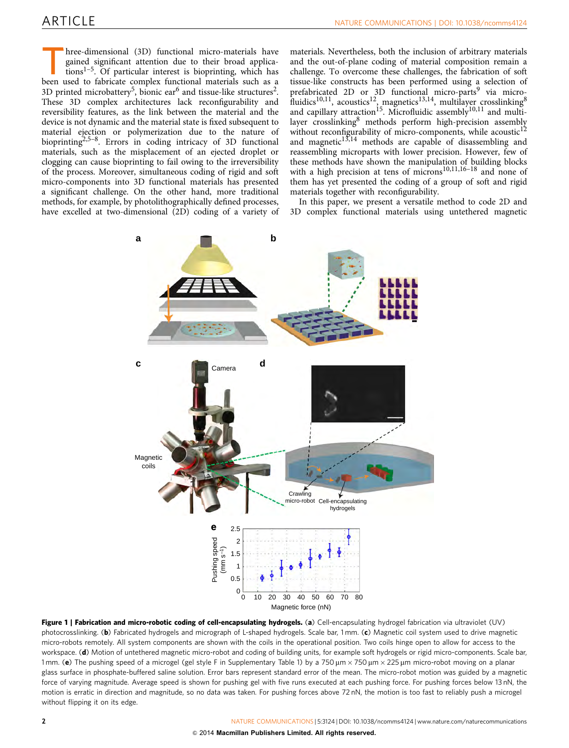Three-dimensional (3D) functional micro-materials have gained significant attention due to their broad applications[1–5]. Of particular interest is bioprinting, which has been used to fabricate complex functional materials such as a 3D printed microbattery[5], bionic ear[6] and tissue-like structures[2]. These 3D complex architectures lack reconfigurability and reversibility features, as the link between the material and the device is not dynamic and the material state is fixed subsequent to material ejection or polymerization due to the nature of bioprinting[2,5–8]. Errors in coding intricacy of 3D functional materials, such as the misplacement of an ejected droplet or clogging can cause bioprinting to fail owing to the irreversibility of the process. Moreover, simultaneous coding of rigid and soft micro-components into 3D functional materials has presented a significant challenge. On the other hand, more traditional methods, for example, by photolithographically defined processes, have excelled at two-dimensional (2D) coding of a variety of materials. Nevertheless, both the inclusion of arbitrary materials and the out-of-plane coding of material composition remain a challenge. To overcome these challenges, the fabrication of soft tissue-like constructs has been performed using a selection of prefabricated 2D or 3D functional micro-parts[9] via microfluidics[10,11], acoustics[12], magnetics[13,14], multilayer crosslinking[8] and capillary attraction[15]. Microfluidic assembly[10,11] and multilayer crosslinking[8] methods perform high-precision assembly without reconfigurability of micro-components, while acoustic[12] and magnetic[13,14] methods are capable of disassembling and reassembling microparts with lower precision. However, few of these methods have shown the manipulation of building blocks with a high precision at tens of microns[10,11,16–18] and none of them has yet presented the coding of a group of soft and rigid materials together with reconfigurability.

In this paper, we present a versatile method to code 2D and 3D complex functional materials using untethered magnetic

**Figure 1 | Fabrication and micro-robotic coding of cell-encapsulating hydrogels.** (**a**) Cell-encapsulating hydrogel fabrication via ultraviolet (UV) photocrosslinking. (**b**) Fabricated hydrogels and micrograph of L-shaped hydrogels. Scale bar, 1 mm. (**c**) Magnetic coil system used to drive magnetic micro-robots remotely. All system components are shown with the coils in the operational position. Two coils hinge open to allow for access to the workspace. (**d**) Motion of untethered magnetic micro-robot and coding of building units, for example soft hydrogels or rigid micro-components. Scale bar, 1 mm. (**e**) The pushing speed of a microgel (gel style F in Supplementary Table 1) by a 750 μm × 750 μm × 225 μm micro-robot moving on a planar glass surface in phosphate-buffered saline solution. Error bars represent standard error of the mean. The micro-robot motion was guided by a magnetic force of varying magnitude. Average speed is shown for pushing gel with five runs executed at each pushing force. For pushing forces below 13 nN, the motion is erratic in direction and magnitude, so no data was taken. For pushing forces above 72 nN, the motion is too fast to reliably push a microgel without flipping it on its edge.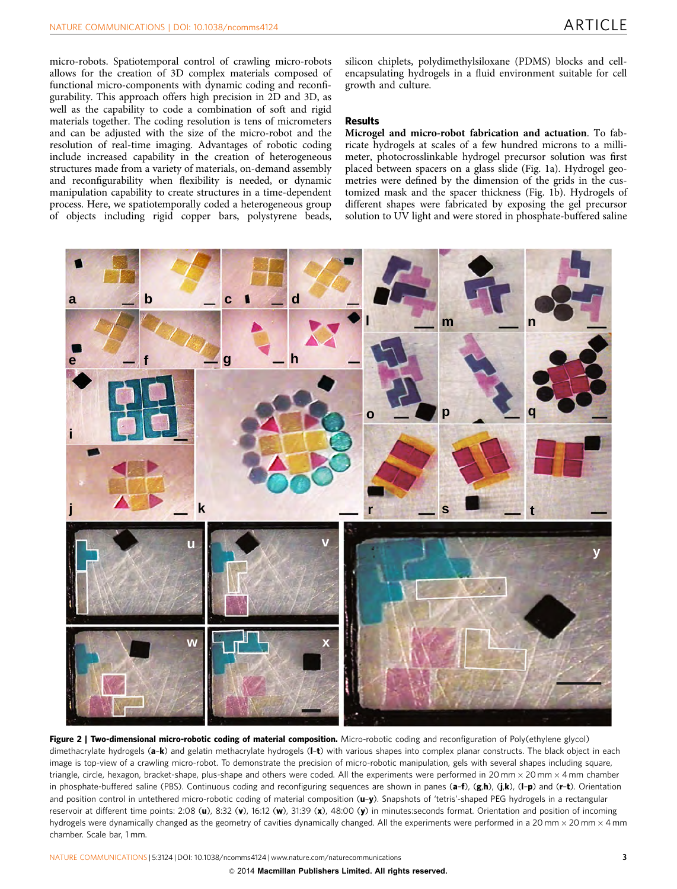micro-robots. Spatiotemporal control of crawling micro-robots allows for the creation of 3D complex materials composed of functional micro-components with dynamic coding and reconfigurability. This approach offers high precision in 2D and 3D, as well as the capability to code a combination of soft and rigid materials together. The coding resolution is tens of micrometers and can be adjusted with the size of the micro-robot and the resolution of real-time imaging. Advantages of robotic coding include increased capability in the creation of heterogeneous structures made from a variety of materials, on-demand assembly and reconfigurability when flexibility is needed, or dynamic manipulation capability to create structures in a time-dependent process. Here, we spatiotemporally coded a heterogeneous group of objects including rigid copper bars, polystyrene beads, silicon chiplets, polydimethylsiloxane (PDMS) blocks and cell-encapsulating hydrogels in a fluid environment suitable for cell growth and culture.

## Results

**Microgel and micro-robot fabrication and actuation**. To fabricate hydrogels at scales of a few hundred microns to a millimeter, photocrosslinkable hydrogel precursor solution was first placed between spacers on a glass slide (Fig. 1a). Hydrogel geometries were defined by the dimension of the grids in the customized mask and the spacer thickness (Fig. 1b). Hydrogels of different shapes were fabricated by exposing the gel precursor solution to UV light and were stored in phosphate-buffered saline

**Figure 2 | Two-dimensional micro-robotic coding of material composition.** Micro-robotic coding and reconfiguration of Poly(ethylene glycol) dimethacrylate hydrogels (**a**–**k**) and gelatin methacrylate hydrogels (**l**–**t**) with various shapes into complex planar constructs. The black object in each image is top-view of a crawling micro-robot. To demonstrate the precision of micro-robotic manipulation, gels with several shapes including square, triangle, circle, hexagon, bracket-shape, plus-shape and others were coded. All the experiments were performed in 20 mm × 20 mm × 4 mm chamber in phosphate-buffered saline (PBS). Continuous coding and reconfiguring sequences are shown in panes (**a**–**f**), (**g**,**h**), (**j**,**k**), (**l**–**p**) and (**r**–**t**). Orientation and position control in untethered micro-robotic coding of material composition (**u**–**y**). Snapshots of 'tetris'-shaped PEG hydrogels in a rectangular reservoir at different time points: 2:08 (**u**), 8:32 (**v**), 16:12 (**w**), 31:39 (**x**), 48:00 (**y**) in minutes:seconds format. Orientation and position of incoming hydrogels were dynamically changed as the geometry of cavities dynamically changed. All the experiments were performed in a 20 mm × 20 mm × 4 mm chamber. Scale bar, 1 mm.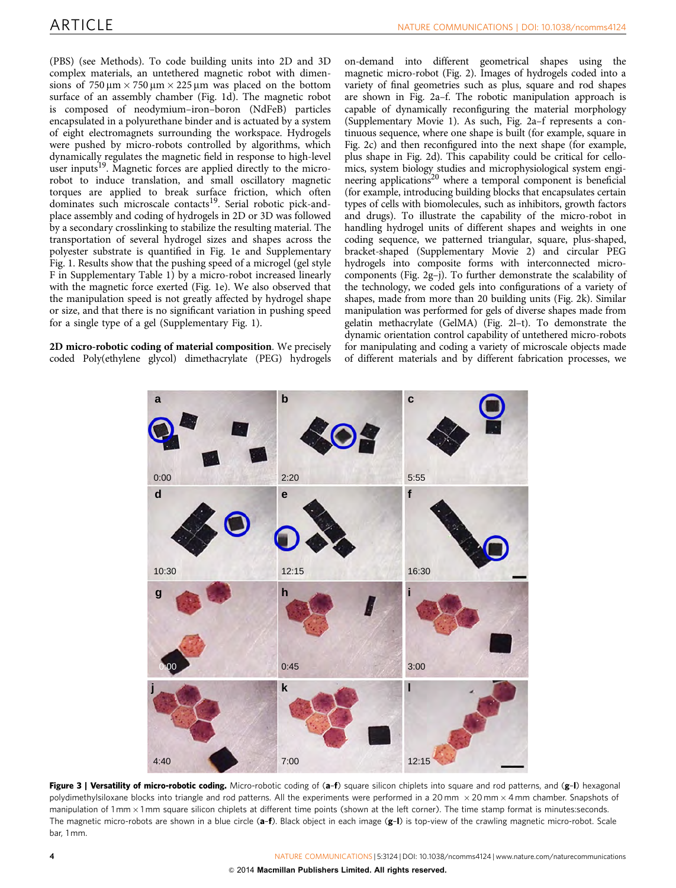(PBS) (see Methods). To code building units into 2D and 3D complex materials, an untethered magnetic robot with dimensions of $750\,\mu m \times 750\,\mu m \times 225\,\mu m$ was placed on the bottom surface of an assembly chamber (Fig. 1d). The magnetic robot is composed of neodymium–iron–boron (NdFeB) particles encapsulated in a polyurethane binder and is actuated by a system of eight electromagnets surrounding the workspace. Hydrogels were pushed by micro-robots controlled by algorithms, which dynamically regulates the magnetic field in response to high-level user inputs[19]. Magnetic forces are applied directly to the micro-robot to induce translation, and small oscillatory magnetic torques are applied to break surface friction, which often dominates such microscale contacts[19]. Serial robotic pick-and-place assembly and coding of hydrogels in 2D or 3D was followed by a secondary crosslinking to stabilize the resulting material. The transportation of several hydrogel sizes and shapes across the polyester substrate is quantified in Fig. 1e and Supplementary Fig. 1. Results show that the pushing speed of a microgel (gel style F in Supplementary Table 1) by a micro-robot increased linearly with the magnetic force exerted (Fig. 1e). We also observed that the manipulation speed is not greatly affected by hydrogel shape or size, and that there is no significant variation in pushing speed for a single type of a gel (Supplementary Fig. 1).

**2D micro-robotic coding of material composition**. We precisely coded Poly(ethylene glycol) dimethacrylate (PEG) hydrogels on-demand into different geometrical shapes using the magnetic micro-robot (Fig. 2). Images of hydrogels coded into a variety of final geometries such as plus, square and rod shapes are shown in Fig. 2a–f. The robotic manipulation approach is capable of dynamically reconfiguring the material morphology (Supplementary Movie 1). As such, Fig. 2a–f represents a continuous sequence, where one shape is built (for example, square in Fig. 2c) and then reconfigured into the next shape (for example, plus shape in Fig. 2d). This capability could be critical for cellomics, system biology studies and microphysiological system engineering applications[20] where a temporal component is beneficial (for example, introducing building blocks that encapsulates certain types of cells with biomolecules, such as inhibitors, growth factors and drugs). To illustrate the capability of the micro-robot in handling hydrogel units of different shapes and weights in one coding sequence, we patterned triangular, square, plus-shaped, bracket-shaped (Supplementary Movie 2) and circular PEG hydrogels into composite forms with interconnected micro-components (Fig. 2g–j). To further demonstrate the scalability of the technology, we coded gels into configurations of a variety of shapes, made from more than 20 building units (Fig. 2k). Similar manipulation was performed for gels of diverse shapes made from gelatin methacrylate (GelMA) (Fig. 2l–t). To demonstrate the dynamic orientation control capability of untethered micro-robots for manipulating and coding a variety of microscale objects made of different materials and by different fabrication processes, we

**Figure 3 | Versatility of micro-robotic coding.** Micro-robotic coding of (**a**–**f**) square silicon chiplets into square and rod patterns, and (**g**–**l**) hexagonal polydimethylsiloxane blocks into triangle and rod patterns. All the experiments were performed in a 20 mm × 20 mm × 4 mm chamber. Snapshots of manipulation of 1 mm × 1 mm square silicon chiplets at different time points (shown at the left corner). The time stamp format is minutes:seconds. The magnetic micro-robots are shown in a blue circle (**a**–**f**). Black object in each image (**g**–**l**) is top-view of the crawling magnetic micro-robot. Scale bar, 1 mm.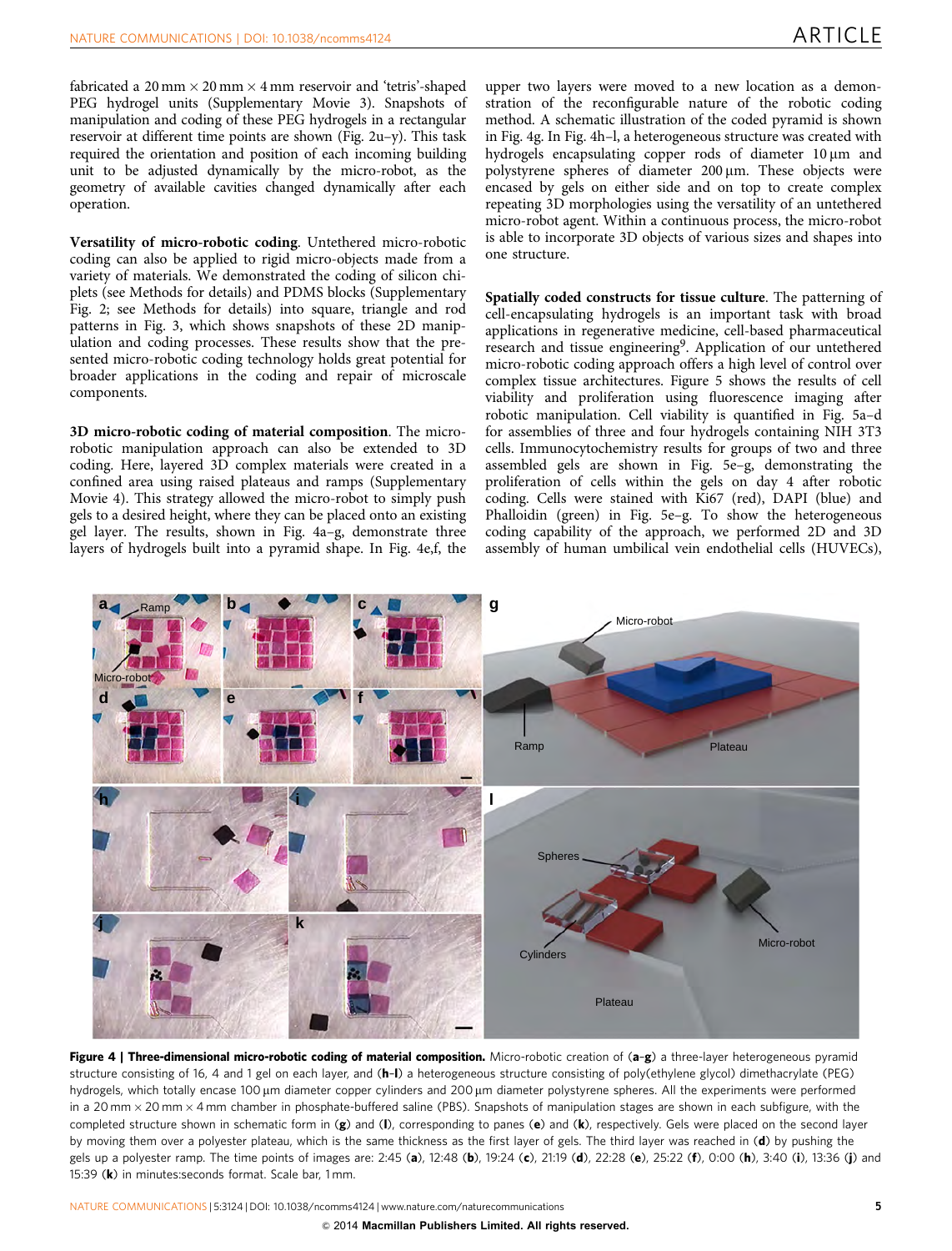fabricated a 20 mm × 20 mm × 4 mm reservoir and 'tetris'-shaped PEG hydrogel units (Supplementary Movie 3). Snapshots of manipulation and coding of these PEG hydrogels in a rectangular reservoir at different time points are shown (Fig. 2u–y). This task required the orientation and position of each incoming building unit to be adjusted dynamically by the micro-robot, as the geometry of available cavities changed dynamically after each operation.

**Versatility of micro-robotic coding**. Untethered micro-robotic coding can also be applied to rigid micro-objects made from a variety of materials. We demonstrated the coding of silicon chiplets (see Methods for details) and PDMS blocks (Supplementary Fig. 2; see Methods for details) into square, triangle and rod patterns in Fig. 3, which shows snapshots of these 2D manipulation and coding processes. These results show that the presented micro-robotic coding technology holds great potential for broader applications in the coding and repair of microscale components.

**3D micro-robotic coding of material composition**. The micro-robotic manipulation approach can also be extended to 3D coding. Here, layered 3D complex materials were created in a confined area using raised plateaus and ramps (Supplementary Movie 4). This strategy allowed the micro-robot to simply push gels to a desired height, where they can be placed onto an existing gel layer. The results, shown in Fig. 4a–g, demonstrate three layers of hydrogels built into a pyramid shape. In Fig. 4e,f, the upper two layers were moved to a new location as a demonstration of the reconfigurable nature of the robotic coding method. A schematic illustration of the coded pyramid is shown in Fig. 4g. In Fig. 4h–l, a heterogeneous structure was created with hydrogels encapsulating copper rods of diameter 10 μm and polystyrene spheres of diameter 200 μm. These objects were encased by gels on either side and on top to create complex repeating 3D morphologies using the versatility of an untethered micro-robot agent. Within a continuous process, the micro-robot is able to incorporate 3D objects of various sizes and shapes into one structure.

**Spatially coded constructs for tissue culture**. The patterning of cell-encapsulating hydrogels is an important task with broad applications in regenerative medicine, cell-based pharmaceutical research and tissue engineering[9]. Application of our untethered micro-robotic coding approach offers a high level of control over complex tissue architectures. Figure 5 shows the results of cell viability and proliferation using fluorescence imaging after robotic manipulation. Cell viability is quantified in Fig. 5a–d for assemblies of three and four hydrogels containing NIH 3T3 cells. Immunocytochemistry results for groups of two and three assembled gels are shown in Fig. 5e–g, demonstrating the proliferation of cells within the gels on day 4 after robotic coding. Cells were stained with Ki67 (red), DAPI (blue) and Phalloidin (green) in Fig. 5e–g. To show the heterogeneous coding capability of the approach, we performed 2D and 3D assembly of human umbilical vein endothelial cells (HUVECs),

**Figure 4 | Three-dimensional micro-robotic coding of material composition.** Micro-robotic creation of (**a–g**) a three-layer heterogeneous pyramid structure consisting of 16, 4 and 1 gel on each layer, and (**h–l**) a heterogeneous structure consisting of poly(ethylene glycol) dimethacrylate (PEG) hydrogels, which totally encase 100 μm diameter copper cylinders and 200 μm diameter polystyrene spheres. All the experiments were performed in a 20 mm × 20 mm × 4 mm chamber in phosphate-buffered saline (PBS). Snapshots of manipulation stages are shown in each subfigure, with the completed structure shown in schematic form in (**g**) and (**l**), corresponding to panes (**e**) and (**k**), respectively. Gels were placed on the second layer by moving them over a polyester plateau, which is the same thickness as the first layer of gels. The third layer was reached in (**d**) by pushing the gels up a polyester ramp. The time points of images are: 2:45 (**a**), 12:48 (**b**), 19:24 (**c**), 21:19 (**d**), 22:28 (**e**), 25:22 (**f**), 0:00 (**h**), 3:40 (**i**), 13:36 (**j**) and 15:39 (**k**) in minutes:seconds format. Scale bar, 1 mm.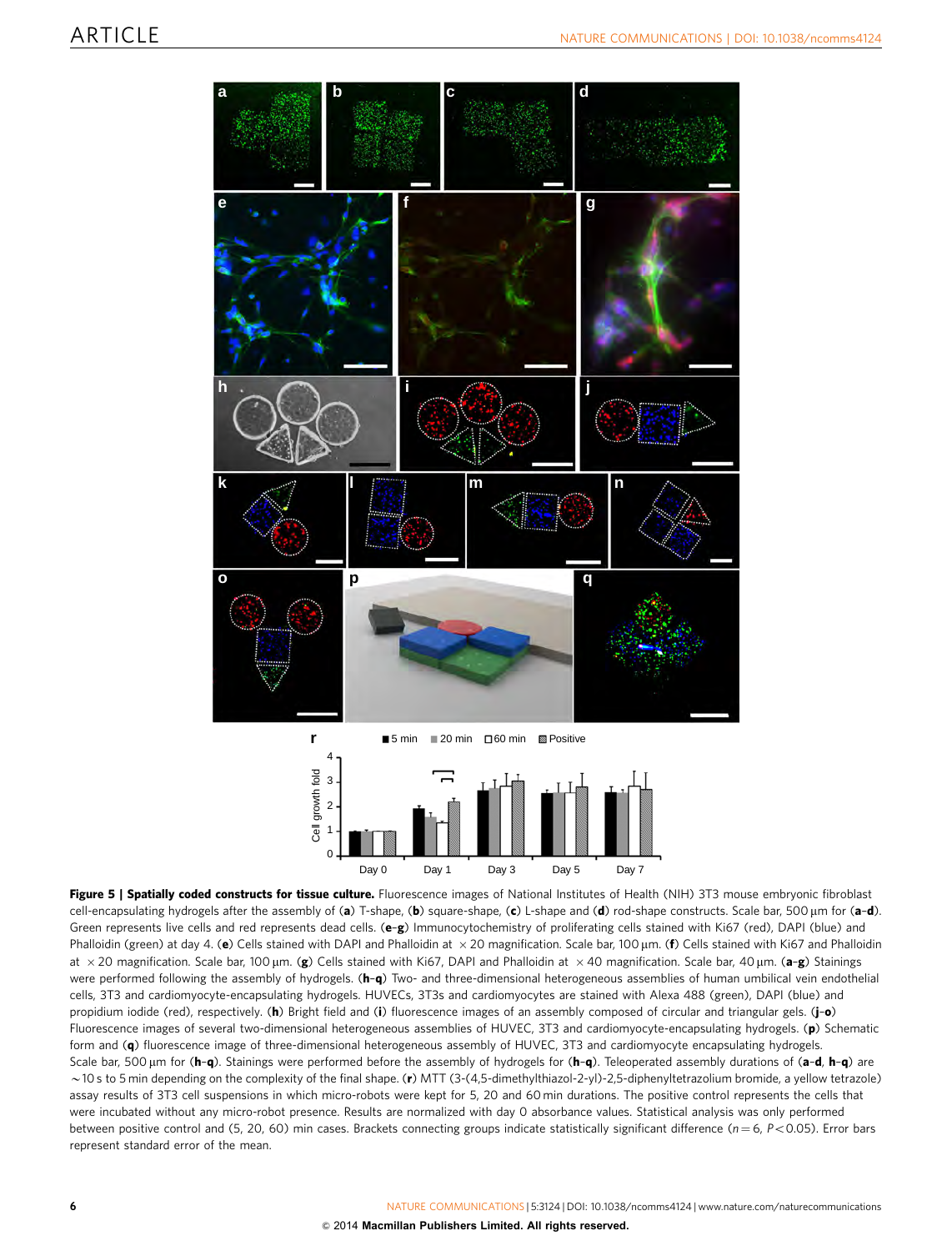**Figure 5 | Spatially coded constructs for tissue culture.** Fluorescence images of National Institutes of Health (NIH) 3T3 mouse embryonic fibroblast cell-encapsulating hydrogels after the assembly of (**a**) T-shape, (**b**) square-shape, (**c**) L-shape and (**d**) rod-shape constructs. Scale bar, 500 μm for (**a**–**d**). Green represents live cells and red represents dead cells. (**e**–**g**) Immunocytochemistry of proliferating cells stained with Ki67 (red), DAPI (blue) and Phalloidin (green) at day 4. (**e**) Cells stained with DAPI and Phalloidin at $\times 20$ magnification. Scale bar, 100 μm. (**f**) Cells stained with Ki67 and Phalloidin at $\times 20$ magnification. Scale bar, 100 μm. (**g**) Cells stained with Ki67, DAPI and Phalloidin at $\times 40$ magnification. Scale bar, 40 μm. (**a**–**g**) Stainings were performed following the assembly of hydrogels. (**h**–**q**) Two- and three-dimensional heterogeneous assemblies of human umbilical vein endothelial cells, 3T3 and cardiomyocyte-encapsulating hydrogels. HUVECs, 3T3s and cardiomyocytes are stained with Alexa 488 (green), DAPI (blue) and propidium iodide (red), respectively. (**h**) Bright field and (**i**) fluorescence images of an assembly composed of circular and triangular gels. (**j**–**o**) Fluorescence images of several two-dimensional heterogeneous assemblies of HUVEC, 3T3 and cardiomyocyte-encapsulating hydrogels. (**p**) Schematic form and (**q**) fluorescence image of three-dimensional heterogeneous assembly of HUVEC, 3T3 and cardiomyocyte encapsulating hydrogels. Scale bar, 500 μm for (**h**–**q**). Stainings were performed before the assembly of hydrogels for (**h**–**q**). Teleoperated assembly durations of (**a**–**d**, **h**–**q**) are ~10 s to 5 min depending on the complexity of the final shape. (**r**) MTT (3-(4,5-dimethylthiazol-2-yl)-2,5-diphenyltetrazolium bromide, a yellow tetrazole) assay results of 3T3 cell suspensions in which micro-robots were kept for 5, 20 and 60 min durations. The positive control represents the cells that were incubated without any micro-robot presence. Results are normalized with day 0 absorbance values. Statistical analysis was only performed between positive control and (5, 20, 60) min cases. Brackets connecting groups indicate statistically significant difference ($n = 6$, $P < 0.05$). Error bars represent standard error of the mean.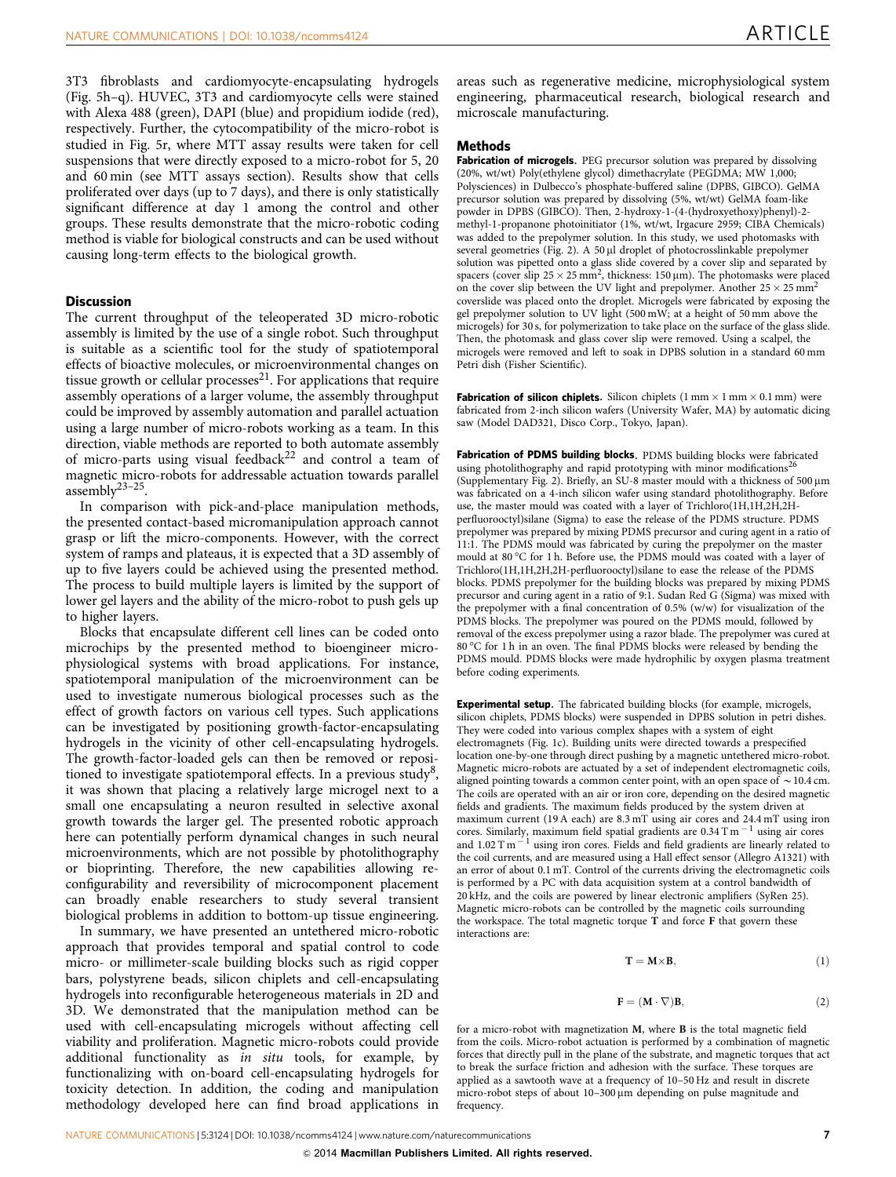3T3 fibroblasts and cardiomyocyte-encapsulating hydrogels (Fig. 5h–q). HUVEC, 3T3 and cardiomyocyte cells were stained with Alexa 488 (green), DAPI (blue) and propidium iodide (red), respectively. Further, the cytocompatibility of the micro-robot is studied in Fig. 5r, where MTT assay results were taken for cell suspensions that were directly exposed to a micro-robot for 5, 20 and 60 min (see MTT assays section). Results show that cells proliferated over days (up to 7 days), and there is only statistically significant difference at day 1 among the control and other groups. These results demonstrate that the micro-robotic coding method is viable for biological constructs and can be used without causing long-term effects to the biological growth.

## Discussion

The current throughput of the teleoperated 3D micro-robotic assembly is limited by the use of a single robot. Such throughput is suitable as a scientific tool for the study of spatiotemporal effects of bioactive molecules, or microenvironmental changes on tissue growth or cellular processes[21]. For applications that require assembly operations of a larger volume, the assembly throughput could be improved by assembly automation and parallel actuation using a large number of micro-robots working as a team. In this direction, viable methods are reported to both automate assembly of micro-parts using visual feedback[22] and control a team of magnetic micro-robots for addressable actuation towards parallel assembly[23–25].

In comparison with pick-and-place manipulation methods, the presented contact-based micromanipulation approach cannot grasp or lift the micro-components. However, with the correct system of ramps and plateaus, it is expected that a 3D assembly of up to five layers could be achieved using the presented method. The process to build multiple layers is limited by the support of lower gel layers and the ability of the micro-robot to push gels up to higher layers.

Blocks that encapsulate different cell lines can be coded onto microchips by the presented method to bioengineer microphysiological systems with broad applications. For instance, spatiotemporal manipulation of the microenvironment can be used to investigate numerous biological processes such as the effect of growth factors on various cell types. Such applications can be investigated by positioning growth-factor-encapsulating hydrogels in the vicinity of other cell-encapsulating hydrogels. The growth-factor-loaded gels can then be removed or repositioned to investigate spatiotemporal effects. In a previous study[8], it was shown that placing a relatively large microgel next to a small one encapsulating a neuron resulted in selective axonal growth towards the larger gel. The presented robotic approach here can potentially perform dynamical changes in such neural microenvironments, which are not possible by photolithography or bioprinting. Therefore, the new capabilities allowing reconfigurability and reversibility of microcomponent placement can broadly enable researchers to study several transient biological problems in addition to bottom-up tissue engineering.

In summary, we have presented an untethered micro-robotic approach that provides temporal and spatial control to code micro- or millimeter-scale building blocks such as rigid copper bars, polystyrene beads, silicon chiplets and cell-encapsulating hydrogels into reconfigurable heterogeneous materials in 2D and 3D. We demonstrated that the manipulation method can be used with cell-encapsulating microgels without affecting cell viability and proliferation. Magnetic micro-robots could provide additional functionality as *in situ* tools, for example, by functionalizing with on-board cell-encapsulating hydrogels for toxicity detection. In addition, the coding and manipulation methodology developed here can find broad applications in areas such as regenerative medicine, microphysiological system engineering, pharmaceutical research, biological research and microscale manufacturing.

## Methods

**Fabrication of microgels.** PEG precursor solution was prepared by dissolving (20%, wt/wt) Poly(ethylene glycol) dimethacrylate (PEGDMA; MW 1,000; Polysciences) in Dulbecco's phosphate-buffered saline (DPBS, GIBCO). GelMA precursor solution was prepared by dissolving (5%, wt/wt) GelMA foam-like powder in DPBS (GIBCO). Then, 2-hydroxy-1-(4-(hydroxyethoxy)phenyl)-2-methyl-1-propanone photoinitiator (1%, wt/wt, Irgacure 2959; CIBA Chemicals) was added to the prepolymer solution. In this study, we used photomasks with several geometries (Fig. 2). A 50 µl droplet of photocrosslinkable prepolymer solution was pipetted onto a glass slide covered by a cover slip and separated by spacers (cover slip $25 \times 25$ mm$^2$, thickness: 150 µm). The photomasks were placed on the cover slip between the UV light and prepolymer. Another $25 \times 25$ mm$^2$ coverslide was placed onto the droplet. Microgels were fabricated by exposing the gel prepolymer solution to UV light (500 mW; at a height of 50 mm above the microgels) for 30 s, for polymerization to take place on the surface of the glass slide. Then, the photomask and glass cover slip were removed. Using a scalpel, the microgels were removed and left to soak in DPBS solution in a standard 60 mm Petri dish (Fisher Scientific).

**Fabrication of silicon chiplets.** Silicon chiplets (1 mm × 1 mm × 0.1 mm) were fabricated from 2-inch silicon wafers (University Wafer, MA) by automatic dicing saw (Model DAD321, Disco Corp., Tokyo, Japan).

**Fabrication of PDMS building blocks.** PDMS building blocks were fabricated using photolithography and rapid prototyping with minor modifications[26] (Supplementary Fig. 2). Briefly, an SU-8 master mould with a thickness of 500 µm was fabricated on a 4-inch silicon wafer using standard photolithography. Before use, the master mould was coated with a layer of Trichloro(1H,1H,2H,2H-perfluorooctyl)silane (Sigma) to ease the release of the PDMS structure. PDMS prepolymer was prepared by mixing PDMS precursor and curing agent in a ratio of 11:1. The PDMS mould was fabricated by curing the prepolymer on the master mould at 80 °C for 1 h. Before use, the PDMS mould was coated with a layer of Trichloro(1H,1H,2H,2H-perfluorooctyl)silane to ease the release of the PDMS blocks. PDMS prepolymer for the building blocks was prepared by mixing PDMS precursor and curing agent in a ratio of 9:1. Sudan Red G (Sigma) was mixed with the prepolymer with a final concentration of 0.5% (w/w) for visualization of the PDMS blocks. The prepolymer was poured on the PDMS mould, followed by removal of the excess prepolymer using a razor blade. The prepolymer was cured at 80 °C for 1 h in an oven. The final PDMS blocks were released by bending the PDMS mould. PDMS blocks were made hydrophilic by oxygen plasma treatment before coding experiments.

**Experimental setup.** The fabricated building blocks (for example, microgels, silicon chiplets, PDMS blocks) were suspended in DPBS solution in petri dishes. They were coded into various complex shapes with a system of eight electromagnets (Fig. 1c). Building units were directed towards a prespecified location one-by-one through direct pushing by a magnetic untethered micro-robot. Magnetic micro-robots are actuated by a set of independent electromagnetic coils, aligned pointing towards a common center point, with an open space of ~10.4 cm. The coils are operated with an air or iron core, depending on the desired magnetic fields and gradients. The maximum fields produced by the system driven at maximum current (19 A each) are 8.3 mT using air cores and 24.4 mT using iron cores. Similarly, maximum field spatial gradients are 0.34 T m$^{-1}$ using air cores and 1.02 T m$^{-1}$ using iron cores. Fields and field gradients are linearly related to the coil currents, and are measured using a Hall effect sensor (Allegro A1321) with an error of about 0.1 mT. Control of the currents driving the electromagnetic coils is performed by a PC with data acquisition system at a control bandwidth of 20 kHz, and the coils are powered by linear electronic amplifiers (SyRen 25). Magnetic micro-robots can be controlled by the magnetic coils surrounding the workspace. The total magnetic torque **T** and force **F** that govern these interactions are:

$$\mathbf{T} = \mathbf{M} \times \mathbf{B}, \tag{1}$$

$$\mathbf{F} = (\mathbf{M} \cdot \nabla)\mathbf{B}, \tag{2}$$

for a micro-robot with magnetization **M**, where **B** is the total magnetic field from the coils. Micro-robot actuation is performed by a combination of magnetic forces that directly pull in the plane of the substrate, and magnetic torques that act to break the surface friction and adhesion with the surface. These torques are applied as a sawtooth wave at a frequency of 10–50 Hz and result in discrete micro-robot steps of about 10–300 µm depending on pulse magnitude and frequency.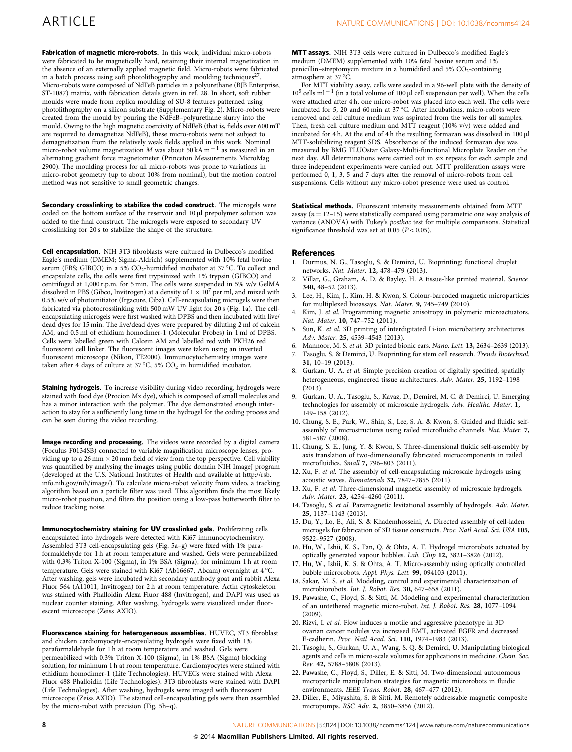**Fabrication of magnetic micro-robots.** In this work, individual micro-robots were fabricated to be magnetically hard, retaining their internal magnetization in the absence of an externally applied magnetic field. Micro-robots were fabricated in a batch process using soft photolithography and moulding techniques[27]. Micro-robots were composed of NdFeB particles in a polyurethane (BJB Enterprise, ST-1087) matrix, with fabrication details given in ref. 28. In short, soft rubber moulds were made from replica moulding of SU-8 features patterned using photolithography on a silicon substrate (Supplementary Fig. 2). Micro-robots were created from the mould by pouring the NdFeB–polyurethane slurry into the mould. Owing to the high magnetic coercivity of NdFeB (that is, fields over 600 mT are required to demagnetize NdFeB), these micro-robots were not subject to demagnetization from the relatively weak fields applied in this work. Nominal micro-robot volume magnetization $M$ was about 50 kA m$^{-1}$ as measured in an alternating gradient force magnetometer (Princeton Measurements MicroMag 2900). The moulding process for all micro-robots was prone to variations in micro-robot geometry (up to about 10% from nominal), but the motion control method was not sensitive to small geometric changes.

**Secondary crosslinking to stabilize the coded construct.** The microgels were coded on the bottom surface of the reservoir and 10 µl prepolymer solution was added to the final construct. The microgels were exposed to secondary UV crosslinking for 20 s to stabilize the shape of the structure.

**Cell encapsulation.** NIH 3T3 fibroblasts were cultured in Dulbecco's modified Eagle's medium (DMEM; Sigma-Aldrich) supplemented with 10% fetal bovine serum (FBS; GIBCO) in a 5% $CO_2$-humidified incubator at 37 °C. To collect and encapsulate cells, the cells were first trypsinized with 1% trypsin (GIBCO) and centrifuged at 1,000 r.p.m. for 5 min. The cells were suspended in 5% w/v GelMA dissolved in PBS (Gibco, Invitrogen) at a density of $1 \times 10^7$ per ml, and mixed with 0.5% w/v of photoinitiator (Irgacure, Ciba). Cell-encapsulating microgels were then fabricated via photocrosslinking with 500 mW UV light for 20 s (Fig. 1a). The cell-encapsulating microgels were first washed with DPBS and then incubated with live/dead dyes for 15 min. The live/dead dyes were prepared by diluting 2 ml of calcein AM, and 0.5 ml of ethidium homodimer-1 (Molecular Probes) in 1 ml of DPBS. Cells were labelled green with Calcein AM and labelled red with PKH26 red fluorescent cell linker. The fluorescent images were taken using an inverted fluorescent microscope (Nikon, TE2000). Immunocytochemistry images were taken after 4 days of culture at 37 °C, 5% $CO_2$ in humidified incubator.

**Staining hydrogels.** To increase visibility during video recording, hydrogels were stained with food dye (Procion Mx dye), which is composed of small molecules and has a minor interaction with the polymer. The dye demonstrated enough interaction to stay for a sufficiently long time in the hydrogel for the coding process and can be seen during the video recording.

**Image recording and processing.** The videos were recorded by a digital camera (Foculus F0134SB) connected to variable magnification microscope lenses, providing up to a 26 mm × 20 mm field of view from the top perspective. Cell viability was quantified by analysing the images using public domain NIH ImageJ program (developed at the U.S. National Institutes of Health and available at http://rsb.info.nih.gov/nih/image/). To calculate micro-robot velocity from video, a tracking algorithm based on a particle filter was used. This algorithm finds the most likely micro-robot position, and filters the position using a low-pass butterworth filter to reduce tracking noise.

**Immunocytochemistry staining for UV crosslinked gels.** Proliferating cells encapsulated into hydrogels were detected with Ki67 immunocytochemistry. Assembled 3T3 cell-encapsulating gels (Fig. 5a–g) were fixed with 1% paraformaldehyde for 1 h at room temperature and washed. Gels were permeabilized with 0.3% Triton X-100 (Sigma), in 1% BSA (Sigma), for minimum 1 h at room temperature. Gels were stained with Ki67 (Ab16667, Abcam) overnight at 4 °C. After washing, gels were incubated with secondary antibody goat anti rabbit Alexa Fluor 564 (A11011, Invitrogen) for 2 h at room temperature. Actin cytoskeleton was stained with Phalloidin Alexa Fluor 488 (Invitrogen), and DAPI was used as nuclear counter staining. After washing, hydrogels were visualized under fluorescent microscope (Zeiss AXIO).

**Fluorescence staining for heterogeneous assemblies.** HUVEC, 3T3 fibroblast and chicken cardiomyocyte-encapsulating hydrogels were fixed with 1% paraformaldehyde for 1 h at room temperature and washed. Gels were permeabilized with 0.3% Triton X-100 (Sigma), in 1% BSA (Sigma) blocking solution, for minimum 1 h at room temperature. Cardiomyocytes were stained with ethidium homodimer-1 (Life Technologies). HUVECs were stained with Alexa Fluor 488 Phalloidin (Life Technologies). 3T3 fibroblasts were stained with DAPI (Life Technologies). After washing, hydrogels were imaged with fluorescent microscope (Zeiss AXIO). The stained cell-encapsulating gels were then assembled by the micro-robot with precision (Fig. 5h–q).

**MTT assays.** NIH 3T3 cells were cultured in Dulbecco's modified Eagle's medium (DMEM) supplemented with 10% fetal bovine serum and 1% penicillin–streptomycin mixture in a humidified and 5% $CO_2$-containing atmosphere at 37 °C.

For MTT viability assay, cells were seeded in a 96-well plate with the density of $10^5$ cells ml$^{-1}$ (in a total volume of 100 µl cell suspension per well). When the cells were attached after 4 h, one micro-robot was placed into each well. The cells were incubated for 5, 20 and 60 min at 37 °C. After incubations, micro-robots were removed and cell culture medium was aspirated from the wells for all samples. Then, fresh cell culture medium and MTT reagent (10% v/v) were added and incubated for 4 h. At the end of 4 h the resulting formazan was dissolved in 100 µl MTT-solubilizing reagent SDS. Absorbance of the induced formazan dye was measured by BMG FLUOstar Galaxy-Multi-functional Microplate Reader on the next day. All determinations were carried out in six repeats for each sample and three independent experiments were carried out. MTT proliferation assays were performed 0, 1, 3, 5 and 7 days after the removal of micro-robots from cell suspensions. Cells without any micro-robot presence were used as control.

**Statistical methods.** Fluorescent intensity measurements obtained from MTT assay ($n = 12$–$15$) were statistically compared using parametric one way analysis of variance (ANOVA) with Tukey's *posthoc* test for multiple comparisons. Statistical significance threshold was set at 0.05 ($P < 0.05$).

## References

1. Durmus, N. G., Tasoglu, S. & Demirci, U. Bioprinting: functional droplet networks. *Nat. Mater.* **12,** 478–479 (2013).
2. Villar, G., Graham, A. D. & Bayley, H. A tissue-like printed material. *Science* **340,** 48–52 (2013).
3. Lee, H., Kim, J., Kim, H. & Kwon, S. Colour-barcoded magnetic microparticles for multiplexed bioassays. *Nat. Mater.* **9,** 745–749 (2010).
4. Kim, J. *et al.* Programming magnetic anisotropy in polymeric microactuators. *Nat. Mater.* **10,** 747–752 (2011).
5. Sun, K. *et al.* 3D printing of interdigitated Li-ion microbattery architectures. *Adv. Mater.* **25,** 4539–4543 (2013).
6. Mannoor, M. S. *et al.* 3D printed bionic ears. *Nano. Lett.* **13,** 2634–2639 (2013).
7. Tasoglu, S. & Demirci, U. Bioprinting for stem cell research. *Trends Biotechnol.* **31,** 10–19 (2013).
8. Gurkan, U. A. *et al.* Simple precision creation of digitally specified, spatially heterogeneous, engineered tissue architectures. *Adv. Mater.* **25,** 1192–1198 (2013).
9. Gurkan, U. A., Tasoglu, S., Kavaz, D., Demirel, M. C. & Demirci, U. Emerging technologies for assembly of microscale hydrogels. *Adv. Healthc. Mater.* **1,** 149–158 (2012).
10. Chung, S. E., Park, W., Shin, S., Lee, S. A. & Kwon, S. Guided and fluidic self-assembly of microstructures using railed microfluidic channels. *Nat. Mater.* **7,** 581–587 (2008).
11. Chung, S. E., Jung, Y. & Kwon, S. Three-dimensional fluidic self-assembly by axis translation of two-dimensionally fabricated microcomponents in railed microfluidics. *Small* **7,** 796–803 (2011).
12. Xu, F. *et al.* The assembly of cell-encapsulating microscale hydrogels using acoustic waves. *Biomaterials* **32,** 7847–7855 (2011).
13. Xu, F. *et al.* Three-dimensional magnetic assembly of microscale hydrogels. *Adv. Mater.* **23,** 4254–4260 (2011).
14. Tasoglu, S. *et al.* Paramagnetic levitational assembly of hydrogels. *Adv. Mater.* **25,** 1137–1143 (2013).
15. Du, Y., Lo, E., Ali, S. & Khademhosseini, A. Directed assembly of cell-laden microgels for fabrication of 3D tissue constructs. *Proc. Natl Acad. Sci. USA* **105,** 9522–9527 (2008).
16. Hu, W., Ishii, K. S., Fan, Q. & Ohta, A. T. Hydrogel microrobots actuated by optically generated vapour bubbles. *Lab. Chip* **12,** 3821–3826 (2012).
17. Hu, W., Ishii, K. S. & Ohta, A. T. Micro-assembly using optically controlled bubble microrobots. *Appl. Phys. Lett.* **99,** 094103 (2011).
18. Sakar, M. S. *et al.* Modeling, control and experimental characterization of microbiorobots. *Int. J. Robot. Res.* **30,** 647–658 (2011).
19. Pawashe, C., Floyd, S. & Sitti, M. Modeling and experimental characterization of an untethered magnetic micro-robot. *Int. J. Robot. Res.* **28,** 1077–1094 (2009).
20. Rizvi, I. *et al.* Flow induces a motile and aggressive phenotype in 3D ovarian cancer nodules via increased EMT, activated EGFR and decreased E-cadherin. *Proc. Natl Acad. Sci.* **110,** 1974–1983 (2013).
21. Tasoglu, S., Gurkan, U. A., Wang, S. Q. & Demirci, U. Manipulating biological agents and cells in micro-scale volumes for applications in medicine. *Chem. Soc. Rev.* **42,** 5788–5808 (2013).
22. Pawashe, C., Floyd, S., Diller, E. & Sitti, M. Two-dimensional autonomous microparticle manipulation strategies for magnetic microrobots in fluidic environments. *IEEE Trans. Robot.* **28,** 467–477 (2012).
23. Diller, E., Miyashita, S. & Sitti, M. Remotely addressable magnetic composite micropumps. *RSC Adv.* **2,** 3850–3856 (2012).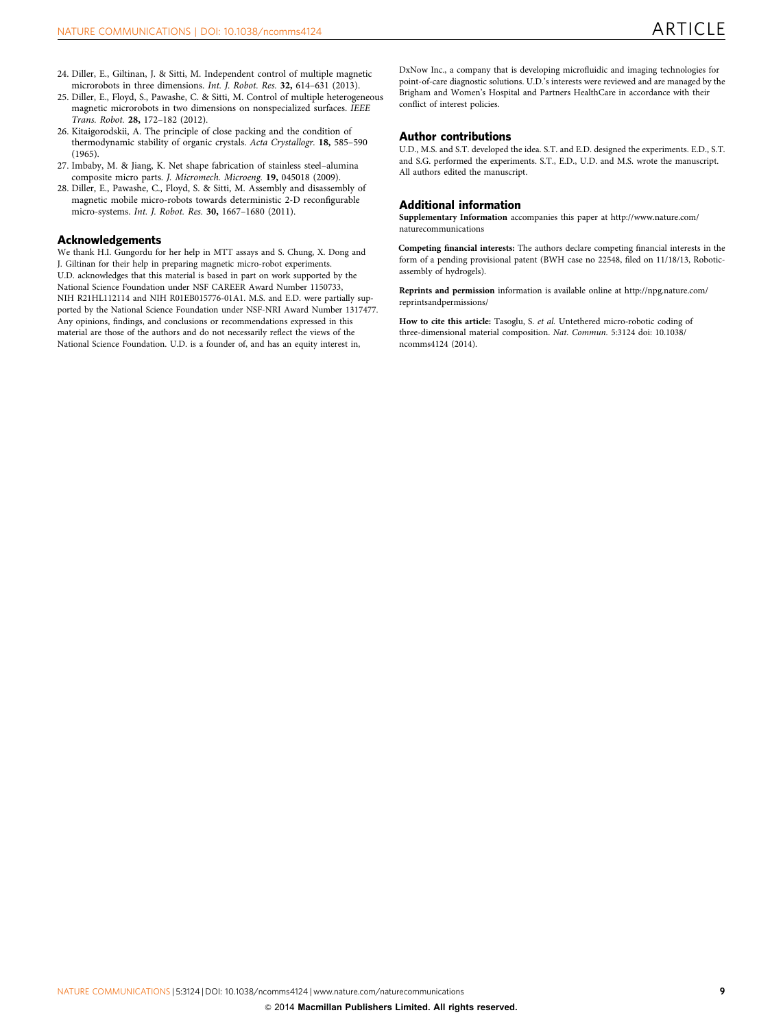24. Diller, E., Giltinan, J. & Sitti, M. Independent control of multiple magnetic microrobots in three dimensions. *Int. J. Robot. Res.* **32,** 614–631 (2013).
25. Diller, E., Floyd, S., Pawashe, C. & Sitti, M. Control of multiple heterogeneous magnetic microrobots in two dimensions on nonspecialized surfaces. *IEEE Trans. Robot.* **28,** 172–182 (2012).
26. Kitaigorodskii, A. The principle of close packing and the condition of thermodynamic stability of organic crystals. *Acta Crystallogr.* **18,** 585–590 (1965).
27. Imbaby, M. & Jiang, K. Net shape fabrication of stainless steel–alumina composite micro parts. *J. Micromech. Microeng.* **19,** 045018 (2009).
28. Diller, E., Pawashe, C., Floyd, S. & Sitti, M. Assembly and disassembly of magnetic mobile micro-robots towards deterministic 2-D reconfigurable micro-systems. *Int. J. Robot. Res.* **30,** 1667–1680 (2011).

## Acknowledgements

We thank H.I. Gungordu for her help in MTT assays and S. Chung, X. Dong and J. Giltinan for their help in preparing magnetic micro-robot experiments. U.D. acknowledges that this material is based in part on work supported by the National Science Foundation under NSF CAREER Award Number 1150733, NIH R21HL112114 and NIH R01EB015776-01A1. M.S. and E.D. were partially supported by the National Science Foundation under NSF-NRI Award Number 1317477. Any opinions, findings, and conclusions or recommendations expressed in this material are those of the authors and do not necessarily reflect the views of the National Science Foundation. U.D. is a founder of, and has an equity interest in, DxNow Inc., a company that is developing microfluidic and imaging technologies for point-of-care diagnostic solutions. U.D.'s interests were reviewed and are managed by the Brigham and Women's Hospital and Partners HealthCare in accordance with their conflict of interest policies.

## Author contributions

U.D., M.S. and S.T. developed the idea. S.T. and E.D. designed the experiments. E.D., S.T. and S.G. performed the experiments. S.T., E.D., U.D. and M.S. wrote the manuscript. All authors edited the manuscript.

## Additional information

**Supplementary Information** accompanies this paper at http://www.nature.com/naturecommunications

**Competing financial interests:** The authors declare competing financial interests in the form of a pending provisional patent (BWH case no 22548, filed on 11/18/13, Robotic-assembly of hydrogels).

**Reprints and permission** information is available online at http://npg.nature.com/reprintsandpermissions/

**How to cite this article:** Tasoglu, S. *et al.* Untethered micro-robotic coding of three-dimensional material composition. *Nat. Commun.* 5:3124 doi: 10.1038/ncomms4124 (2014).